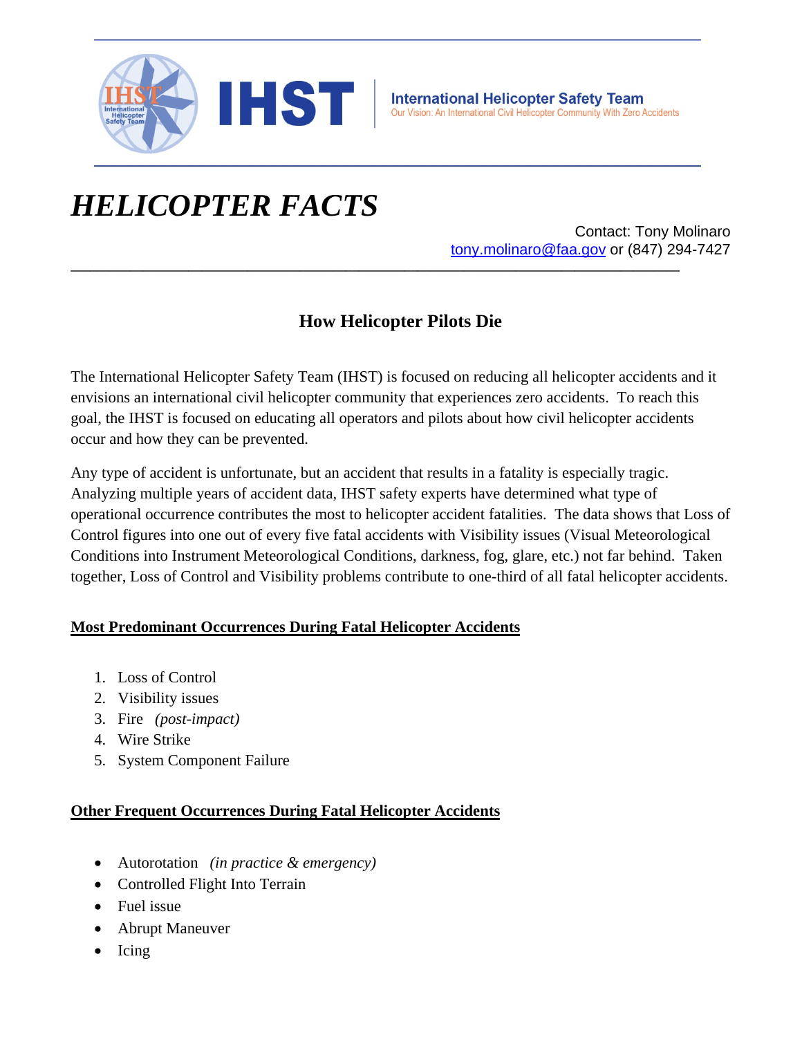IHST | **International Helicopter Safety Team**
Our Vision: An International Civil Helicopter Community With Zero Accidents

# *HELICOPTER FACTS*

Contact: Tony Molinaro
tony.molinaro@faa.gov or (847) 294-7427

## How Helicopter Pilots Die

The International Helicopter Safety Team (IHST) is focused on reducing all helicopter accidents and it envisions an international civil helicopter community that experiences zero accidents. To reach this goal, the IHST is focused on educating all operators and pilots about how civil helicopter accidents occur and how they can be prevented.

Any type of accident is unfortunate, but an accident that results in a fatality is especially tragic. Analyzing multiple years of accident data, IHST safety experts have determined what type of operational occurrence contributes the most to helicopter accident fatalities. The data shows that Loss of Control figures into one out of every five fatal accidents with Visibility issues (Visual Meteorological Conditions into Instrument Meteorological Conditions, darkness, fog, glare, etc.) not far behind. Taken together, Loss of Control and Visibility problems contribute to one-third of all fatal helicopter accidents.

**<u>Most Predominant Occurrences During Fatal Helicopter Accidents</u>**

1. Loss of Control
2. Visibility issues
3. Fire *(post-impact)*
4. Wire Strike
5. System Component Failure

**<u>Other Frequent Occurrences During Fatal Helicopter Accidents</u>**

- Autorotation *(in practice & emergency)*
- Controlled Flight Into Terrain
- Fuel issue
- Abrupt Maneuver
- Icing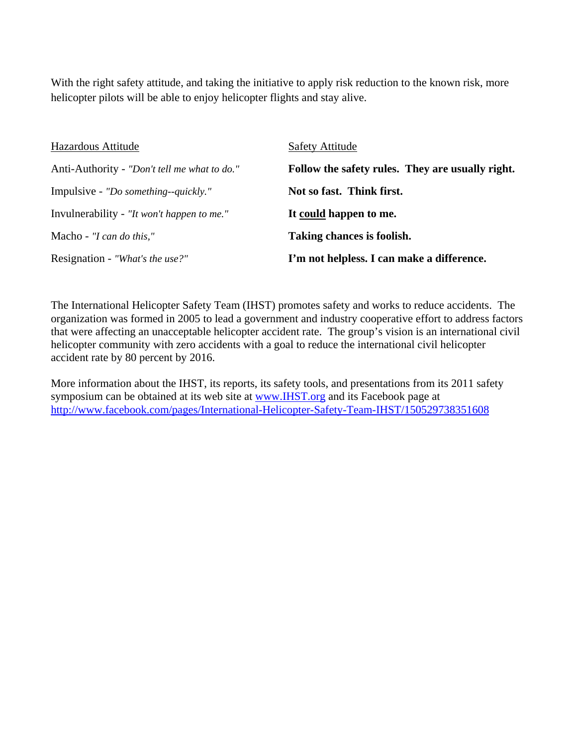With the right safety attitude, and taking the initiative to apply risk reduction to the known risk, more helicopter pilots will be able to enjoy helicopter flights and stay alive.

| Hazardous Attitude | Safety Attitude |
| --- | --- |
| Anti-Authority - *"Don't tell me what to do."* | **Follow the safety rules. They are usually right.** |
| Impulsive - *"Do something--quickly."* | **Not so fast. Think first.** |
| Invulnerability - *"It won't happen to me."* | **It could happen to me.** |
| Macho - *"I can do this,"* | **Taking chances is foolish.** |
| Resignation - *"What's the use?"* | **I'm not helpless. I can make a difference.** |

The International Helicopter Safety Team (IHST) promotes safety and works to reduce accidents. The organization was formed in 2005 to lead a government and industry cooperative effort to address factors that were affecting an unacceptable helicopter accident rate. The group's vision is an international civil helicopter community with zero accidents with a goal to reduce the international civil helicopter accident rate by 80 percent by 2016.

More information about the IHST, its reports, its safety tools, and presentations from its 2011 safety symposium can be obtained at its web site at www.IHST.org and its Facebook page at http://www.facebook.com/pages/International-Helicopter-Safety-Team-IHST/150529738351608